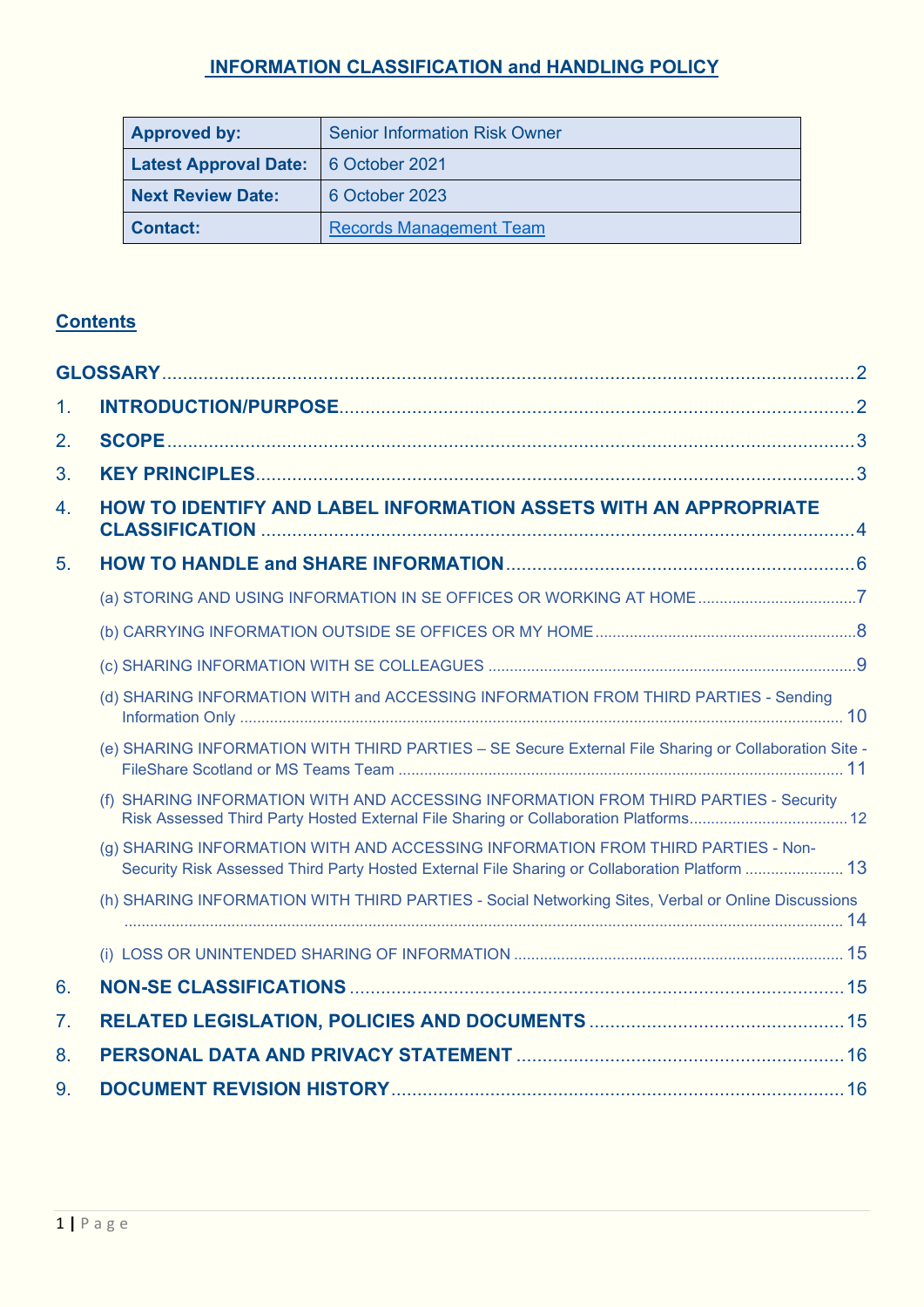# INFORMATION CLASSIFICATION and HANDLING POLICY

| | |
|---|---|
| **Approved by:** | Senior Information Risk Owner |
| **Latest Approval Date:** | 6 October 2021 |
| **Next Review Date:** | 6 October 2023 |
| **Contact:** | Records Management Team |

## Contents

**GLOSSARY** ........ 2

1. **INTRODUCTION/PURPOSE** ........ 2
2. **SCOPE** ........ 3
3. **KEY PRINCIPLES** ........ 3
4. **HOW TO IDENTIFY AND LABEL INFORMATION ASSETS WITH AN APPROPRIATE CLASSIFICATION** ........ 4
5. **HOW TO HANDLE and SHARE INFORMATION** ........ 6
   - (a) STORING AND USING INFORMATION IN SE OFFICES OR WORKING AT HOME ........ 7
   - (b) CARRYING INFORMATION OUTSIDE SE OFFICES OR MY HOME ........ 8
   - (c) SHARING INFORMATION WITH SE COLLEAGUES ........ 9
   - (d) SHARING INFORMATION WITH and ACCESSING INFORMATION FROM THIRD PARTIES - Sending Information Only ........ 10
   - (e) SHARING INFORMATION WITH THIRD PARTIES – SE Secure External File Sharing or Collaboration Site - FileShare Scotland or MS Teams Team ........ 11
   - (f) SHARING INFORMATION WITH AND ACCESSING INFORMATION FROM THIRD PARTIES - Security Risk Assessed Third Party Hosted External File Sharing or Collaboration Platforms ........ 12
   - (g) SHARING INFORMATION WITH AND ACCESSING INFORMATION FROM THIRD PARTIES - Non-Security Risk Assessed Third Party Hosted External File Sharing or Collaboration Platform ........ 13
   - (h) SHARING INFORMATION WITH THIRD PARTIES - Social Networking Sites, Verbal or Online Discussions ........ 14
   - (i) LOSS OR UNINTENDED SHARING OF INFORMATION ........ 15
6. **NON-SE CLASSIFICATIONS** ........ 15
7. **RELATED LEGISLATION, POLICIES AND DOCUMENTS** ........ 15
8. **PERSONAL DATA AND PRIVACY STATEMENT** ........ 16
9. **DOCUMENT REVISION HISTORY** ........ 16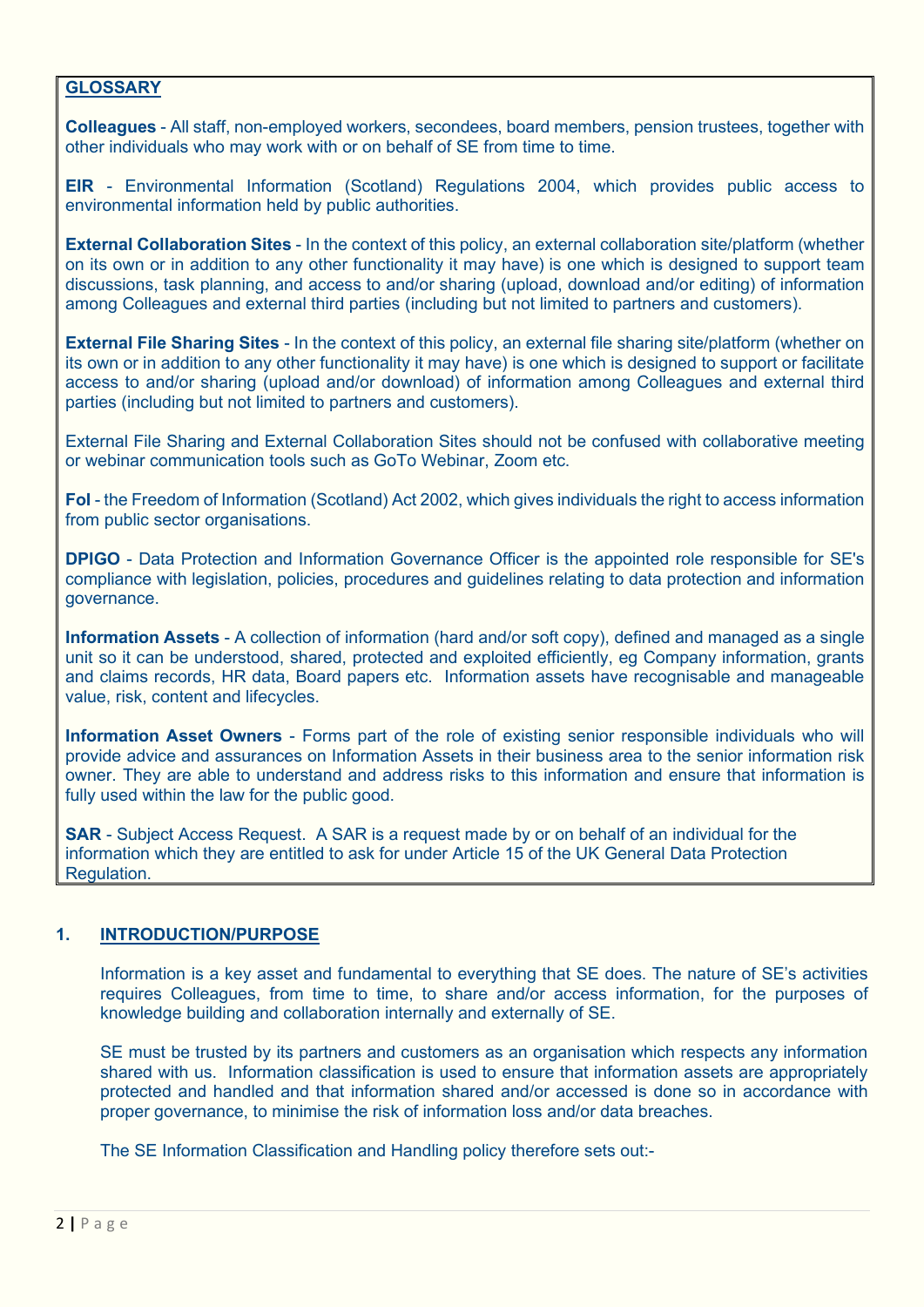## GLOSSARY

**Colleagues** - All staff, non-employed workers, secondees, board members, pension trustees, together with other individuals who may work with or on behalf of SE from time to time.

**EIR** - Environmental Information (Scotland) Regulations 2004, which provides public access to environmental information held by public authorities.

**External Collaboration Sites** - In the context of this policy, an external collaboration site/platform (whether on its own or in addition to any other functionality it may have) is one which is designed to support team discussions, task planning, and access to and/or sharing (upload, download and/or editing) of information among Colleagues and external third parties (including but not limited to partners and customers).

**External File Sharing Sites** - In the context of this policy, an external file sharing site/platform (whether on its own or in addition to any other functionality it may have) is one which is designed to support or facilitate access to and/or sharing (upload and/or download) of information among Colleagues and external third parties (including but not limited to partners and customers).

External File Sharing and External Collaboration Sites should not be confused with collaborative meeting or webinar communication tools such as GoTo Webinar, Zoom etc.

**FoI** - the Freedom of Information (Scotland) Act 2002, which gives individuals the right to access information from public sector organisations.

**DPIGO** - Data Protection and Information Governance Officer is the appointed role responsible for SE's compliance with legislation, policies, procedures and guidelines relating to data protection and information governance.

**Information Assets** - A collection of information (hard and/or soft copy), defined and managed as a single unit so it can be understood, shared, protected and exploited efficiently, eg Company information, grants and claims records, HR data, Board papers etc. Information assets have recognisable and manageable value, risk, content and lifecycles.

**Information Asset Owners** - Forms part of the role of existing senior responsible individuals who will provide advice and assurances on Information Assets in their business area to the senior information risk owner. They are able to understand and address risks to this information and ensure that information is fully used within the law for the public good.

**SAR** - Subject Access Request. A SAR is a request made by or on behalf of an individual for the information which they are entitled to ask for under Article 15 of the UK General Data Protection Regulation.

## 1. INTRODUCTION/PURPOSE

Information is a key asset and fundamental to everything that SE does. The nature of SE's activities requires Colleagues, from time to time, to share and/or access information, for the purposes of knowledge building and collaboration internally and externally of SE.

SE must be trusted by its partners and customers as an organisation which respects any information shared with us. Information classification is used to ensure that information assets are appropriately protected and handled and that information shared and/or accessed is done so in accordance with proper governance, to minimise the risk of information loss and/or data breaches.

The SE Information Classification and Handling policy therefore sets out:-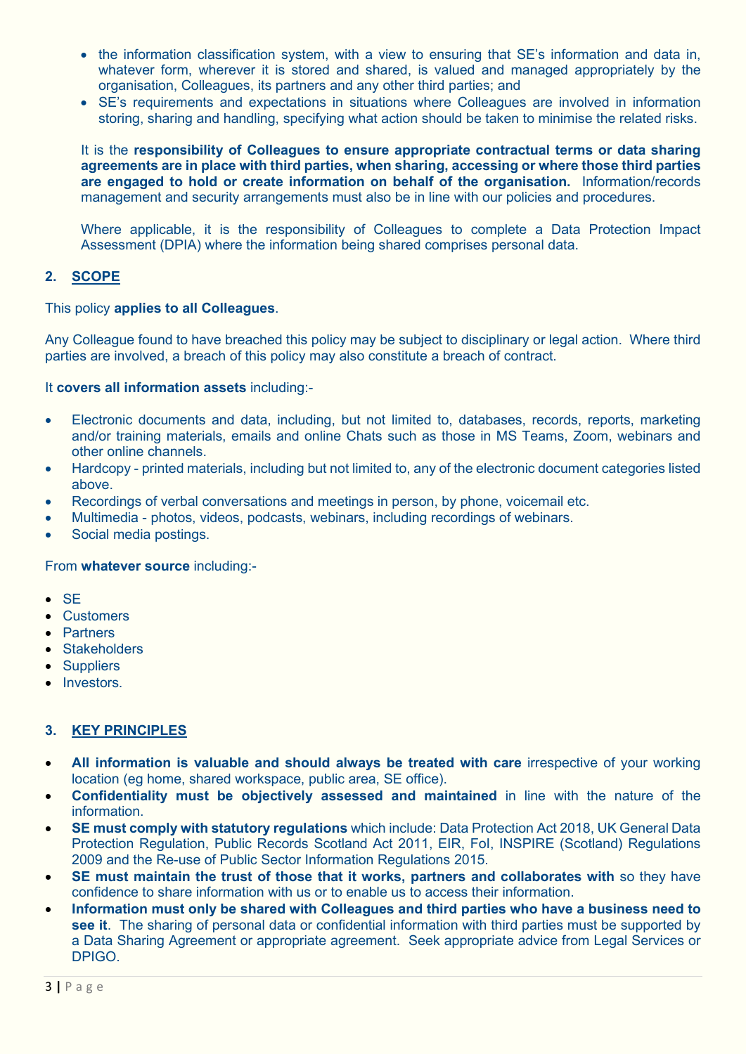- the information classification system, with a view to ensuring that SE's information and data in, whatever form, wherever it is stored and shared, is valued and managed appropriately by the organisation, Colleagues, its partners and any other third parties; and
- SE's requirements and expectations in situations where Colleagues are involved in information storing, sharing and handling, specifying what action should be taken to minimise the related risks.

It is the **responsibility of Colleagues to ensure appropriate contractual terms or data sharing agreements are in place with third parties, when sharing, accessing or where those third parties are engaged to hold or create information on behalf of the organisation.** Information/records management and security arrangements must also be in line with our policies and procedures.

Where applicable, it is the responsibility of Colleagues to complete a Data Protection Impact Assessment (DPIA) where the information being shared comprises personal data.

## 2. SCOPE

This policy **applies to all Colleagues**.

Any Colleague found to have breached this policy may be subject to disciplinary or legal action. Where third parties are involved, a breach of this policy may also constitute a breach of contract.

It **covers all information assets** including:-

- Electronic documents and data, including, but not limited to, databases, records, reports, marketing and/or training materials, emails and online Chats such as those in MS Teams, Zoom, webinars and other online channels.
- Hardcopy - printed materials, including but not limited to, any of the electronic document categories listed above.
- Recordings of verbal conversations and meetings in person, by phone, voicemail etc.
- Multimedia - photos, videos, podcasts, webinars, including recordings of webinars.
- Social media postings.

From **whatever source** including:-

- SE
- Customers
- Partners
- Stakeholders
- Suppliers
- Investors.

## 3. KEY PRINCIPLES

- **All information is valuable and should always be treated with care** irrespective of your working location (eg home, shared workspace, public area, SE office).
- **Confidentiality must be objectively assessed and maintained** in line with the nature of the information.
- **SE must comply with statutory regulations** which include: Data Protection Act 2018, UK General Data Protection Regulation, Public Records Scotland Act 2011, EIR, FoI, INSPIRE (Scotland) Regulations 2009 and the Re-use of Public Sector Information Regulations 2015.
- **SE must maintain the trust of those that it works, partners and collaborates with** so they have confidence to share information with us or to enable us to access their information.
- **Information must only be shared with Colleagues and third parties who have a business need to see it**. The sharing of personal data or confidential information with third parties must be supported by a Data Sharing Agreement or appropriate agreement. Seek appropriate advice from Legal Services or DPIGO.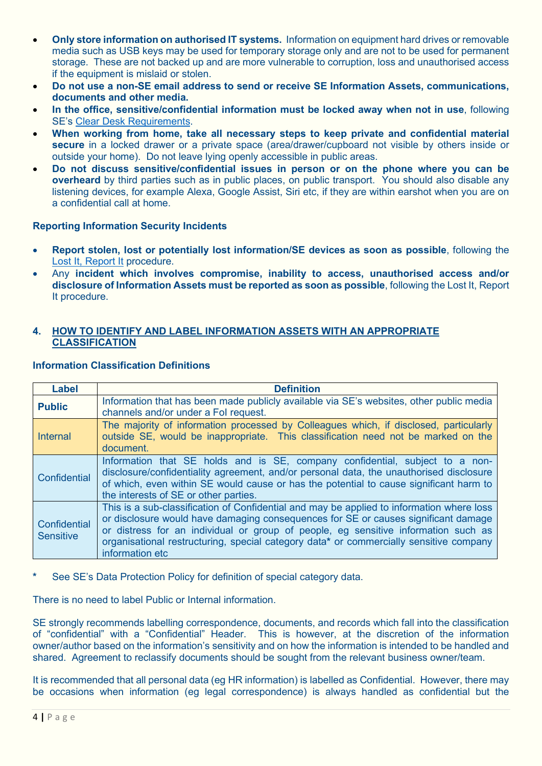- **Only store information on authorised IT systems.** Information on equipment hard drives or removable media such as USB keys may be used for temporary storage only and are not to be used for permanent storage. These are not backed up and are more vulnerable to corruption, loss and unauthorised access if the equipment is mislaid or stolen.
- **Do not use a non-SE email address to send or receive SE Information Assets, communications, documents and other media.**
- **In the office, sensitive/confidential information must be locked away when not in use**, following SE's Clear Desk Requirements.
- **When working from home, take all necessary steps to keep private and confidential material secure** in a locked drawer or a private space (area/drawer/cupboard not visible by others inside or outside your home). Do not leave lying openly accessible in public areas.
- **Do not discuss sensitive/confidential issues in person or on the phone where you can be overheard** by third parties such as in public places, on public transport. You should also disable any listening devices, for example Alexa, Google Assist, Siri etc, if they are within earshot when you are on a confidential call at home.

**Reporting Information Security Incidents**

- **Report stolen, lost or potentially lost information/SE devices as soon as possible**, following the Lost It, Report It procedure.
- Any **incident which involves compromise, inability to access, unauthorised access and/or disclosure of Information Assets must be reported as soon as possible**, following the Lost It, Report It procedure.

## 4. HOW TO IDENTIFY AND LABEL INFORMATION ASSETS WITH AN APPROPRIATE CLASSIFICATION

**Information Classification Definitions**

| Label | Definition |
|---|---|
| **Public** | Information that has been made publicly available via SE's websites, other public media channels and/or under a FoI request. |
| Internal | The majority of information processed by Colleagues which, if disclosed, particularly outside SE, would be inappropriate. This classification need not be marked on the document. |
| Confidential | Information that SE holds and is SE, company confidential, subject to a non-disclosure/confidentiality agreement, and/or personal data, the unauthorised disclosure of which, even within SE would cause or has the potential to cause significant harm to the interests of SE or other parties. |
| Confidential Sensitive | This is a sub-classification of Confidential and may be applied to information where loss or disclosure would have damaging consequences for SE or causes significant damage or distress for an individual or group of people, eg sensitive information such as organisational restructuring, special category data* or commercially sensitive company information etc |

\* See SE's Data Protection Policy for definition of special category data.

There is no need to label Public or Internal information.

SE strongly recommends labelling correspondence, documents, and records which fall into the classification of "confidential" with a "Confidential" Header. This is however, at the discretion of the information owner/author based on the information's sensitivity and on how the information is intended to be handled and shared. Agreement to reclassify documents should be sought from the relevant business owner/team.

It is recommended that all personal data (eg HR information) is labelled as Confidential. However, there may be occasions when information (eg legal correspondence) is always handled as confidential but the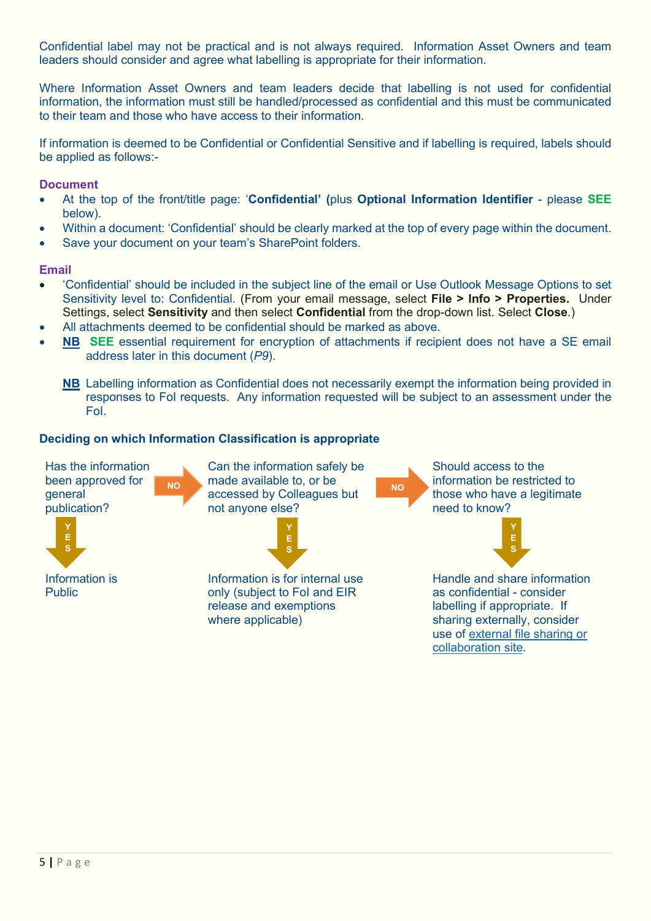Confidential label may not be practical and is not always required. Information Asset Owners and team leaders should consider and agree what labelling is appropriate for their information.

Where Information Asset Owners and team leaders decide that labelling is not used for confidential information, the information must still be handled/processed as confidential and this must be communicated to their team and those who have access to their information.

If information is deemed to be Confidential or Confidential Sensitive and if labelling is required, labels should be applied as follows:-

**Document**

- At the top of the front/title page: '**Confidential' (**plus **Optional Information Identifier** - please **SEE** below).
- Within a document: 'Confidential' should be clearly marked at the top of every page within the document.
- Save your document on your team's SharePoint folders.

**Email**

- 'Confidential' should be included in the subject line of the email or Use Outlook Message Options to set Sensitivity level to: Confidential. (From your email message, select **File > Info > Properties.** Under Settings, select **Sensitivity** and then select **Confidential** from the drop-down list. Select **Close**.)
- All attachments deemed to be confidential should be marked as above.
- **NB** **SEE** essential requirement for encryption of attachments if recipient does not have a SE email address later in this document (*P9*).

**NB** Labelling information as Confidential does not necessarily exempt the information being provided in responses to FoI requests. Any information requested will be subject to an assessment under the FoI.

**Deciding on which Information Classification is appropriate**

Has the information been approved for general publication?
- **YES** → Information is Public
- **NO** → Can the information safely be made available to, or be accessed by Colleagues but not anyone else?
  - **YES** → Information is for internal use only (subject to FoI and EIR release and exemptions where applicable)
  - **NO** → Should access to the information be restricted to those who have a legitimate need to know?
    - **YES** → Handle and share information as confidential - consider labelling if appropriate. If sharing externally, consider use of external file sharing or collaboration site.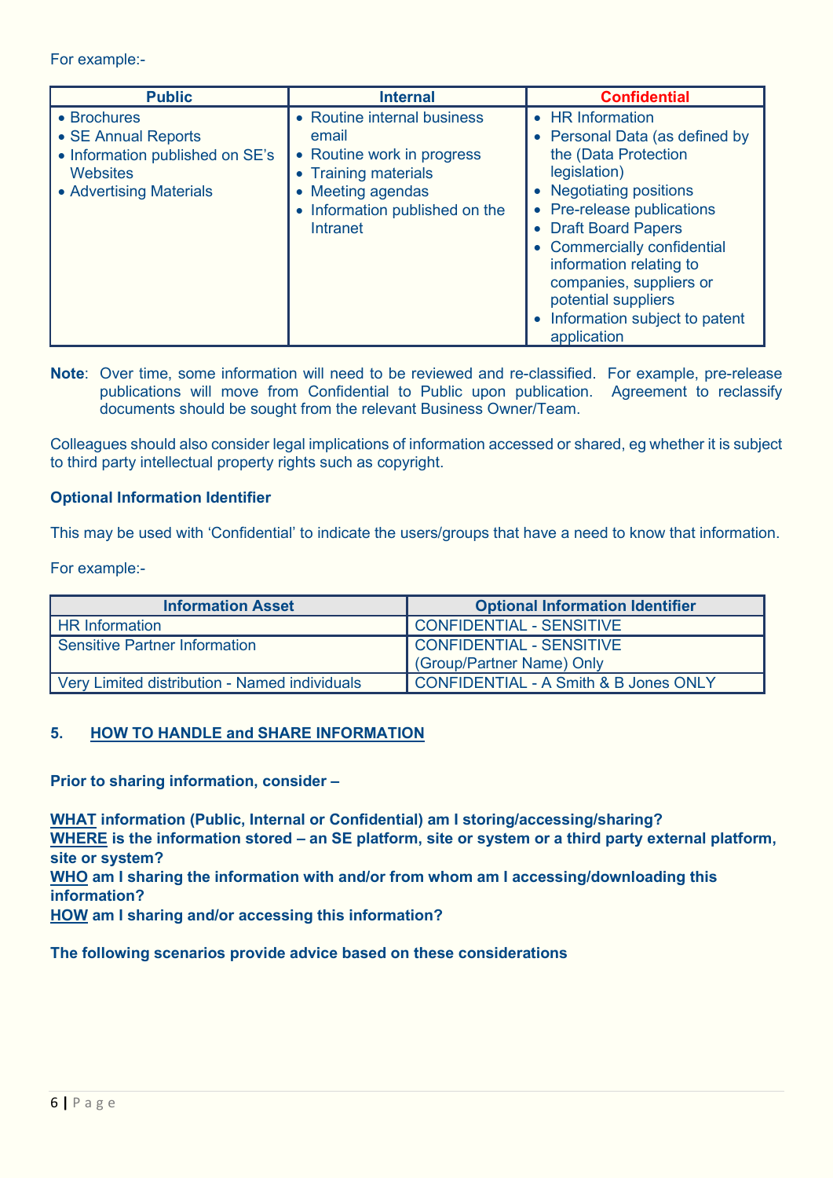For example:-

| Public | Internal | Confidential |
|---|---|---|
| • Brochures<br>• SE Annual Reports<br>• Information published on SE's Websites<br>• Advertising Materials | • Routine internal business email<br>• Routine work in progress<br>• Training materials<br>• Meeting agendas<br>• Information published on the Intranet | • HR Information<br>• Personal Data (as defined by the (Data Protection legislation)<br>• Negotiating positions<br>• Pre-release publications<br>• Draft Board Papers<br>• Commercially confidential information relating to companies, suppliers or potential suppliers<br>• Information subject to patent application |

**Note**: Over time, some information will need to be reviewed and re-classified. For example, pre-release publications will move from Confidential to Public upon publication. Agreement to reclassify documents should be sought from the relevant Business Owner/Team.

Colleagues should also consider legal implications of information accessed or shared, eg whether it is subject to third party intellectual property rights such as copyright.

**Optional Information Identifier**

This may be used with 'Confidential' to indicate the users/groups that have a need to know that information.

For example:-

| Information Asset | Optional Information Identifier |
|---|---|
| HR Information | CONFIDENTIAL - SENSITIVE |
| Sensitive Partner Information | CONFIDENTIAL - SENSITIVE (Group/Partner Name) Only |
| Very Limited distribution - Named individuals | CONFIDENTIAL - A Smith & B Jones ONLY |

## 5. HOW TO HANDLE and SHARE INFORMATION

**Prior to sharing information, consider –**

**WHAT information (Public, Internal or Confidential) am I storing/accessing/sharing?**
**WHERE is the information stored – an SE platform, site or system or a third party external platform, site or system?**
**WHO am I sharing the information with and/or from whom am I accessing/downloading this information?**
**HOW am I sharing and/or accessing this information?**

**The following scenarios provide advice based on these considerations**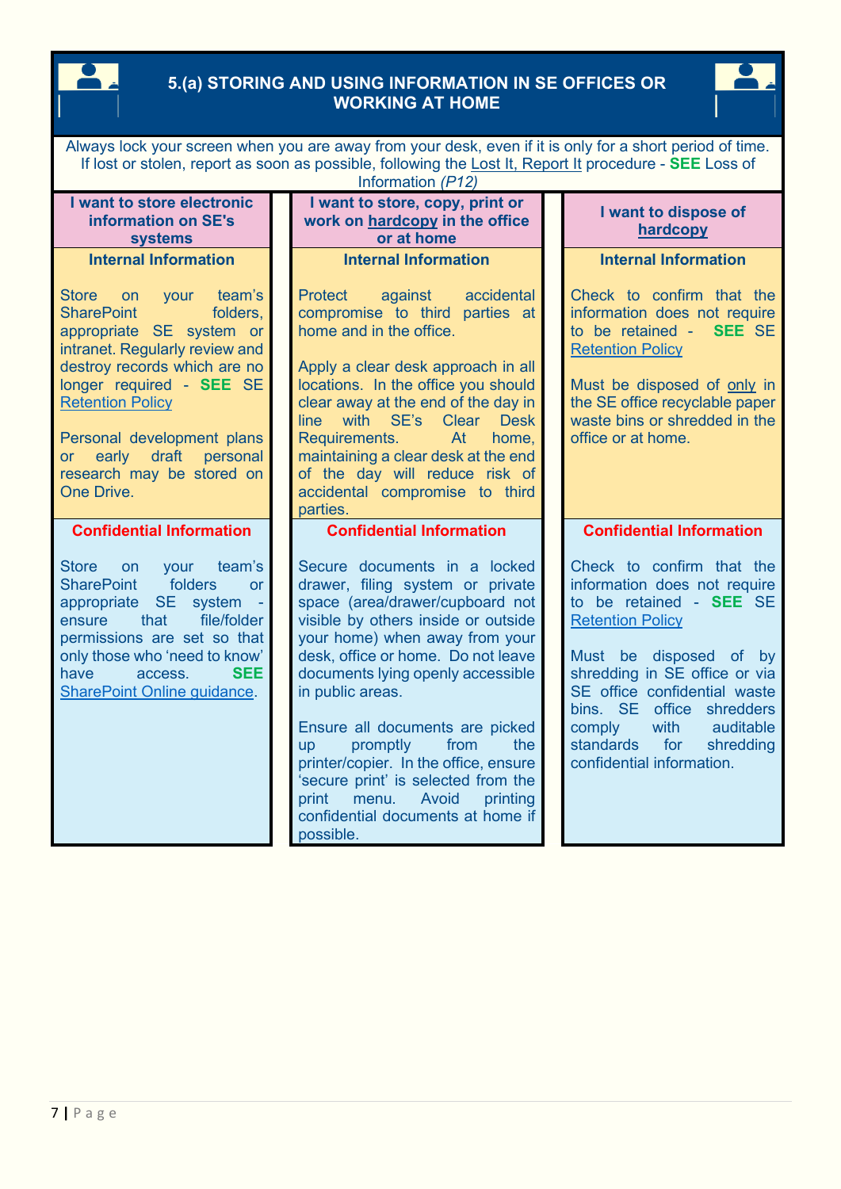## 5.(a) STORING AND USING INFORMATION IN SE OFFICES OR WORKING AT HOME

Always lock your screen when you are away from your desk, even if it is only for a short period of time. If lost or stolen, report as soon as possible, following the Lost It, Report It procedure - **SEE** Loss of Information *(P12)*

| I want to store electronic information on SE's systems | I want to store, copy, print or work on hardcopy in the office or at home | I want to dispose of hardcopy |
|---|---|---|
| **Internal Information** | **Internal Information** | **Internal Information** |
| Store on your team's SharePoint folders, appropriate SE system or intranet. Regularly review and destroy records which are no longer required - **SEE** SE Retention Policy<br><br>Personal development plans or early draft personal research may be stored on One Drive. | Protect against accidental compromise to third parties at home and in the office.<br><br>Apply a clear desk approach in all locations. In the office you should clear away at the end of the day in line with SE's Clear Desk Requirements. At home, maintaining a clear desk at the end of the day will reduce risk of accidental compromise to third parties. | Check to confirm that the information does not require to be retained - **SEE** SE Retention Policy<br><br>Must be disposed of only in the SE office recyclable paper waste bins or shredded in the office or at home. |
| **Confidential Information** | **Confidential Information** | **Confidential Information** |
| Store on your team's SharePoint folders or appropriate SE system - ensure that file/folder permissions are set so that only those who 'need to know' have access. **SEE** SharePoint Online guidance. | Secure documents in a locked drawer, filing system or private space (area/drawer/cupboard not visible by others inside or outside your home) when away from your desk, office or home. Do not leave documents lying openly accessible in public areas.<br><br>Ensure all documents are picked up promptly from the printer/copier. In the office, ensure 'secure print' is selected from the print menu. Avoid printing confidential documents at home if possible. | Check to confirm that the information does not require to be retained - **SEE** SE Retention Policy<br><br>Must be disposed of by shredding in SE office or via SE office confidential waste bins. SE office shredders comply with auditable standards for shredding confidential information. |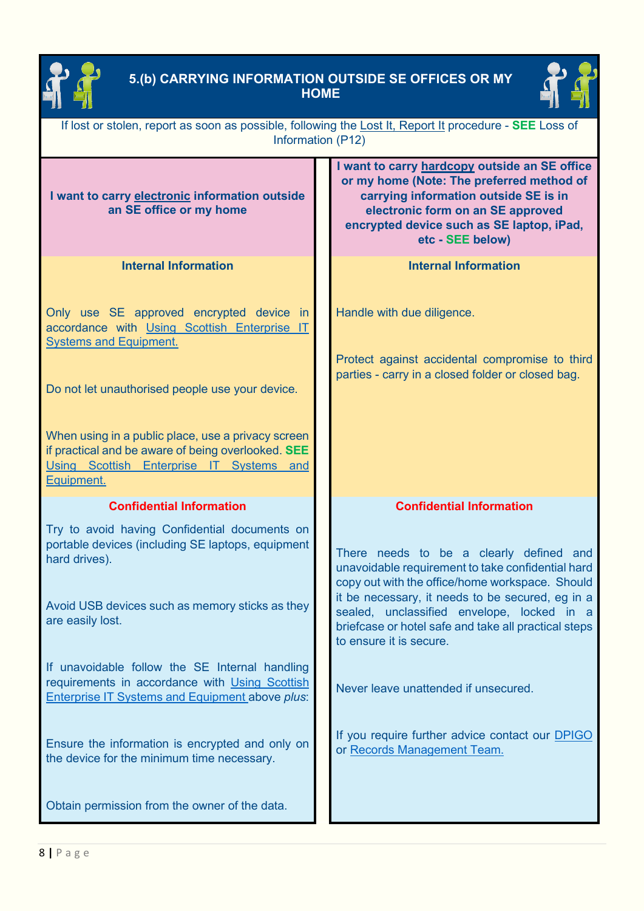## 5.(b) CARRYING INFORMATION OUTSIDE SE OFFICES OR MY HOME

If lost or stolen, report as soon as possible, following the Lost It, Report It procedure - **SEE** Loss of Information (P12)

| **I want to carry electronic information outside an SE office or my home** | **I want to carry hardcopy outside an SE office or my home (Note: The preferred method of carrying information outside SE is in electronic form on an SE approved encrypted device such as SE laptop, iPad, etc - SEE below)** |
|---|---|
| **Internal Information** | **Internal Information** |
| Only use SE approved encrypted device in accordance with Using Scottish Enterprise IT Systems and Equipment.<br><br>Do not let unauthorised people use your device.<br><br>When using in a public place, use a privacy screen if practical and be aware of being overlooked. **SEE** Using Scottish Enterprise IT Systems and Equipment. | Handle with due diligence.<br><br>Protect against accidental compromise to third parties - carry in a closed folder or closed bag. |
| **Confidential Information** | **Confidential Information** |
| Try to avoid having Confidential documents on portable devices (including SE laptops, equipment hard drives).<br><br>Avoid USB devices such as memory sticks as they are easily lost.<br><br>If unavoidable follow the SE Internal handling requirements in accordance with Using Scottish Enterprise IT Systems and Equipment above *plus*:<br><br>Ensure the information is encrypted and only on the device for the minimum time necessary.<br><br>Obtain permission from the owner of the data. | There needs to be a clearly defined and unavoidable requirement to take confidential hard copy out with the office/home workspace. Should it be necessary, it needs to be secured, eg in a sealed, unclassified envelope, locked in a briefcase or hotel safe and take all practical steps to ensure it is secure.<br><br>Never leave unattended if unsecured.<br><br>If you require further advice contact our DPIGO or Records Management Team. |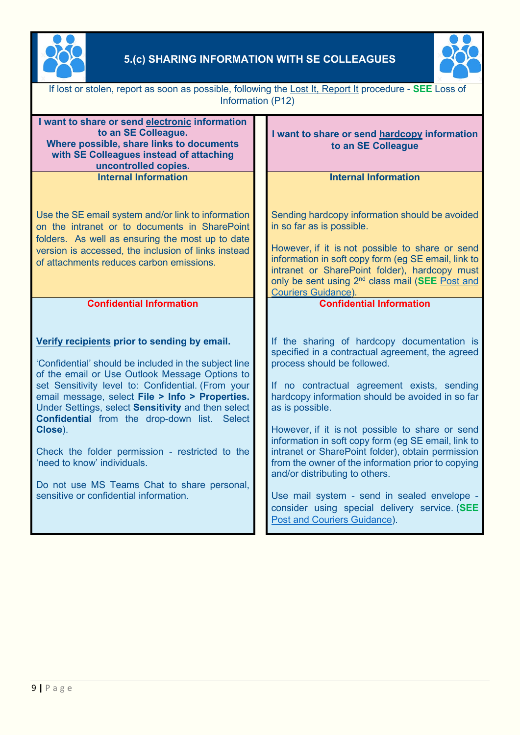## 5.(c) SHARING INFORMATION WITH SE COLLEAGUES

If lost or stolen, report as soon as possible, following the Lost It, Report It procedure - **SEE** Loss of Information (P12)

| **I want to share or send electronic information to an SE Colleague. Where possible, share links to documents with SE Colleagues instead of attaching uncontrolled copies.** | **I want to share or send hardcopy information to an SE Colleague** |
|---|---|
| **Internal Information** | **Internal Information** |
| Use the SE email system and/or link to information on the intranet or to documents in SharePoint folders. As well as ensuring the most up to date version is accessed, the inclusion of links instead of attachments reduces carbon emissions. | Sending hardcopy information should be avoided in so far as is possible.<br><br>However, if it is not possible to share or send information in soft copy form (eg SE email, link to intranet or SharePoint folder), hardcopy must only be sent using 2nd class mail (**SEE** Post and Couriers Guidance). |
| **Confidential Information** | **Confidential Information** |
| **Verify recipients prior to sending by email.**<br><br>'Confidential' should be included in the subject line of the email or Use Outlook Message Options to set Sensitivity level to: Confidential. (From your email message, select **File > Info > Properties.** Under Settings, select **Sensitivity** and then select **Confidential** from the drop-down list. Select **Close**).<br><br>Check the folder permission - restricted to the 'need to know' individuals.<br><br>Do not use MS Teams Chat to share personal, sensitive or confidential information. | If the sharing of hardcopy documentation is specified in a contractual agreement, the agreed process should be followed.<br><br>If no contractual agreement exists, sending hardcopy information should be avoided in so far as is possible.<br><br>However, if it is not possible to share or send information in soft copy form (eg SE email, link to intranet or SharePoint folder), obtain permission from the owner of the information prior to copying and/or distributing to others.<br><br>Use mail system - send in sealed envelope - consider using special delivery service. (**SEE** Post and Couriers Guidance). |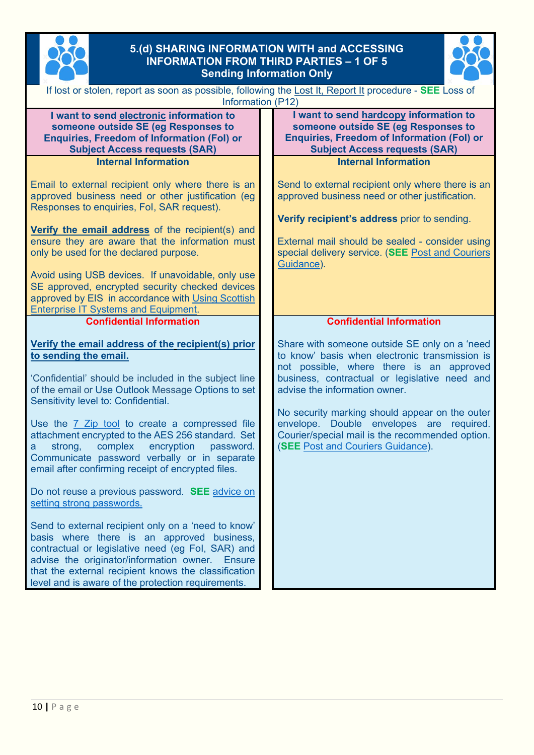## 5.(d) SHARING INFORMATION WITH and ACCESSING INFORMATION FROM THIRD PARTIES – 1 OF 5

### Sending Information Only

If lost or stolen, report as soon as possible, following the Lost It, Report It procedure - **SEE** Loss of Information (P12)

| **I want to send electronic information to someone outside SE (eg Responses to Enquiries, Freedom of Information (FoI) or Subject Access requests (SAR)** | **I want to send hardcopy information to someone outside SE (eg Responses to Enquiries, Freedom of Information (FoI) or Subject Access requests (SAR)** |
|---|---|
| **Internal Information**<br><br>Email to external recipient only where there is an approved business need or other justification (eg Responses to enquiries, FoI, SAR request).<br><br>**Verify the email address** of the recipient(s) and ensure they are aware that the information must only be used for the declared purpose.<br><br>Avoid using USB devices. If unavoidable, only use SE approved, encrypted security checked devices approved by EIS in accordance with Using Scottish Enterprise IT Systems and Equipment. | **Internal Information**<br><br>Send to external recipient only where there is an approved business need or other justification.<br><br>**Verify recipient's address** prior to sending.<br><br>External mail should be sealed - consider using special delivery service. (**SEE** Post and Couriers Guidance). |
| **Confidential Information**<br><br>**Verify the email address of the recipient(s) prior to sending the email.**<br><br>'Confidential' should be included in the subject line of the email or Use Outlook Message Options to set Sensitivity level to: Confidential.<br><br>Use the 7 Zip tool to create a compressed file attachment encrypted to the AES 256 standard. Set a strong, complex encryption password. Communicate password verbally or in separate email after confirming receipt of encrypted files.<br><br>Do not reuse a previous password. **SEE** advice on setting strong passwords.<br><br>Send to external recipient only on a 'need to know' basis where there is an approved business, contractual or legislative need (eg FoI, SAR) and advise the originator/information owner. Ensure that the external recipient knows the classification level and is aware of the protection requirements. | **Confidential Information**<br><br>Share with someone outside SE only on a 'need to know' basis when electronic transmission is not possible, where there is an approved business, contractual or legislative need and advise the information owner.<br><br>No security marking should appear on the outer envelope. Double envelopes are required. Courier/special mail is the recommended option. (**SEE** Post and Couriers Guidance). |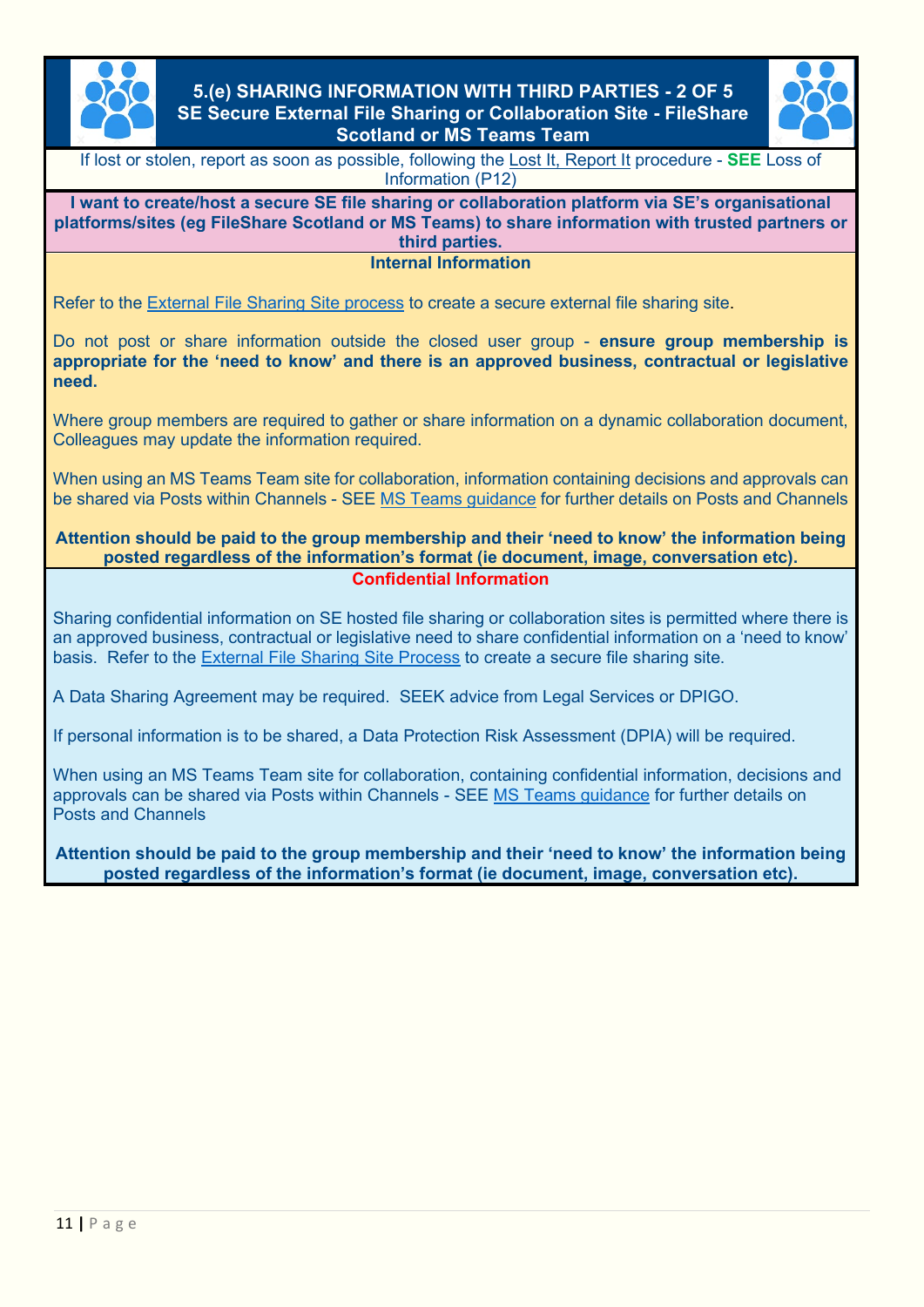## 5.(e) SHARING INFORMATION WITH THIRD PARTIES - 2 OF 5
### SE Secure External File Sharing or Collaboration Site - FileShare Scotland or MS Teams Team

If lost or stolen, report as soon as possible, following the Lost It, Report It procedure - **SEE** Loss of Information (P12)

**I want to create/host a secure SE file sharing or collaboration platform via SE's organisational platforms/sites (eg FileShare Scotland or MS Teams) to share information with trusted partners or third parties.**

### Internal Information

Refer to the External File Sharing Site process to create a secure external file sharing site.

Do not post or share information outside the closed user group - **ensure group membership is appropriate for the 'need to know' and there is an approved business, contractual or legislative need.**

Where group members are required to gather or share information on a dynamic collaboration document, Colleagues may update the information required.

When using an MS Teams Team site for collaboration, information containing decisions and approvals can be shared via Posts within Channels - SEE MS Teams guidance for further details on Posts and Channels

**Attention should be paid to the group membership and their 'need to know' the information being posted regardless of the information's format (ie document, image, conversation etc).**

### Confidential Information

Sharing confidential information on SE hosted file sharing or collaboration sites is permitted where there is an approved business, contractual or legislative need to share confidential information on a 'need to know' basis. Refer to the External File Sharing Site Process to create a secure file sharing site.

A Data Sharing Agreement may be required. SEEK advice from Legal Services or DPIGO.

If personal information is to be shared, a Data Protection Risk Assessment (DPIA) will be required.

When using an MS Teams Team site for collaboration, containing confidential information, decisions and approvals can be shared via Posts within Channels - SEE MS Teams guidance for further details on Posts and Channels

**Attention should be paid to the group membership and their 'need to know' the information being posted regardless of the information's format (ie document, image, conversation etc).**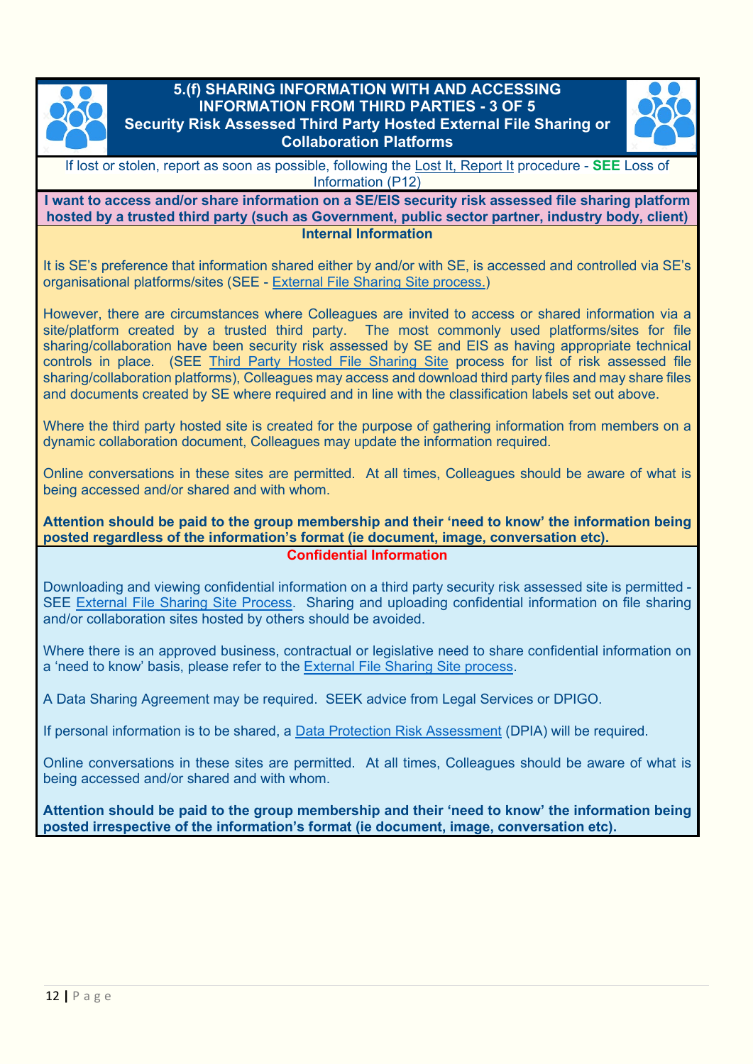## 5.(f) SHARING INFORMATION WITH AND ACCESSING INFORMATION FROM THIRD PARTIES - 3 OF 5
### Security Risk Assessed Third Party Hosted External File Sharing or Collaboration Platforms

If lost or stolen, report as soon as possible, following the Lost It, Report It procedure - **SEE** Loss of Information (P12)

**I want to access and/or share information on a SE/EIS security risk assessed file sharing platform hosted by a trusted third party (such as Government, public sector partner, industry body, client)**

**Internal Information**

It is SE's preference that information shared either by and/or with SE, is accessed and controlled via SE's organisational platforms/sites (SEE - External File Sharing Site process.)

However, there are circumstances where Colleagues are invited to access or shared information via a site/platform created by a trusted third party. The most commonly used platforms/sites for file sharing/collaboration have been security risk assessed by SE and EIS as having appropriate technical controls in place. (SEE Third Party Hosted File Sharing Site process for list of risk assessed file sharing/collaboration platforms), Colleagues may access and download third party files and may share files and documents created by SE where required and in line with the classification labels set out above.

Where the third party hosted site is created for the purpose of gathering information from members on a dynamic collaboration document, Colleagues may update the information required.

Online conversations in these sites are permitted. At all times, Colleagues should be aware of what is being accessed and/or shared and with whom.

**Attention should be paid to the group membership and their 'need to know' the information being posted regardless of the information's format (ie document, image, conversation etc).**

**Confidential Information**

Downloading and viewing confidential information on a third party security risk assessed site is permitted - SEE External File Sharing Site Process. Sharing and uploading confidential information on file sharing and/or collaboration sites hosted by others should be avoided.

Where there is an approved business, contractual or legislative need to share confidential information on a 'need to know' basis, please refer to the External File Sharing Site process.

A Data Sharing Agreement may be required. SEEK advice from Legal Services or DPIGO.

If personal information is to be shared, a Data Protection Risk Assessment (DPIA) will be required.

Online conversations in these sites are permitted. At all times, Colleagues should be aware of what is being accessed and/or shared and with whom.

**Attention should be paid to the group membership and their 'need to know' the information being posted irrespective of the information's format (ie document, image, conversation etc).**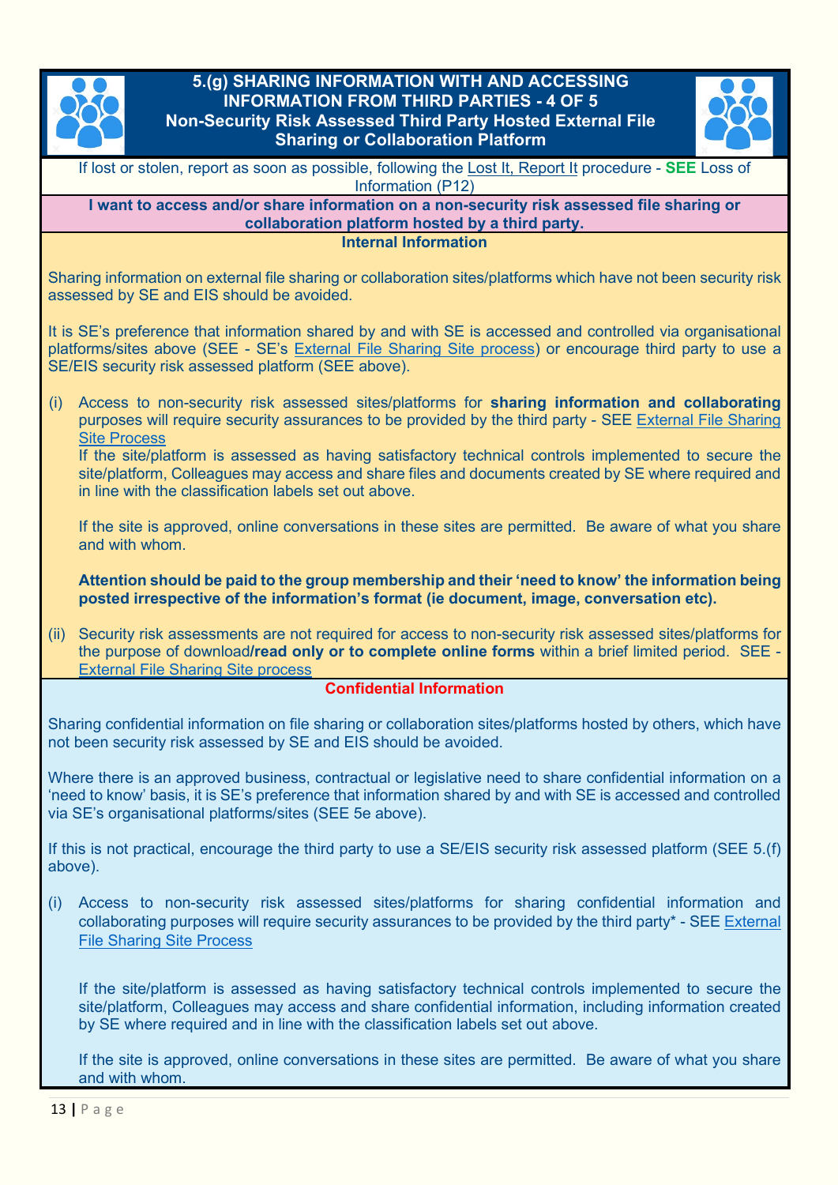## 5.(g) SHARING INFORMATION WITH AND ACCESSING INFORMATION FROM THIRD PARTIES - 4 OF 5
### Non-Security Risk Assessed Third Party Hosted External File Sharing or Collaboration Platform

If lost or stolen, report as soon as possible, following the Lost It, Report It procedure - **SEE** Loss of Information (P12)

**I want to access and/or share information on a non-security risk assessed file sharing or collaboration platform hosted by a third party.**

#### Internal Information

Sharing information on external file sharing or collaboration sites/platforms which have not been security risk assessed by SE and EIS should be avoided.

It is SE's preference that information shared by and with SE is accessed and controlled via organisational platforms/sites above (SEE - SE's External File Sharing Site process) or encourage third party to use a SE/EIS security risk assessed platform (SEE above).

(i) Access to non-security risk assessed sites/platforms for **sharing information and collaborating** purposes will require security assurances to be provided by the third party - SEE External File Sharing Site Process

If the site/platform is assessed as having satisfactory technical controls implemented to secure the site/platform, Colleagues may access and share files and documents created by SE where required and in line with the classification labels set out above.

If the site is approved, online conversations in these sites are permitted. Be aware of what you share and with whom.

**Attention should be paid to the group membership and their 'need to know' the information being posted irrespective of the information's format (ie document, image, conversation etc).**

(ii) Security risk assessments are not required for access to non-security risk assessed sites/platforms for the purpose of download**/read only or to complete online forms** within a brief limited period. SEE - External File Sharing Site process

#### Confidential Information

Sharing confidential information on file sharing or collaboration sites/platforms hosted by others, which have not been security risk assessed by SE and EIS should be avoided.

Where there is an approved business, contractual or legislative need to share confidential information on a 'need to know' basis, it is SE's preference that information shared by and with SE is accessed and controlled via SE's organisational platforms/sites (SEE 5e above).

If this is not practical, encourage the third party to use a SE/EIS security risk assessed platform (SEE 5.(f) above).

(i) Access to non-security risk assessed sites/platforms for sharing confidential information and collaborating purposes will require security assurances to be provided by the third party* - SEE External File Sharing Site Process

If the site/platform is assessed as having satisfactory technical controls implemented to secure the site/platform, Colleagues may access and share confidential information, including information created by SE where required and in line with the classification labels set out above.

If the site is approved, online conversations in these sites are permitted. Be aware of what you share and with whom.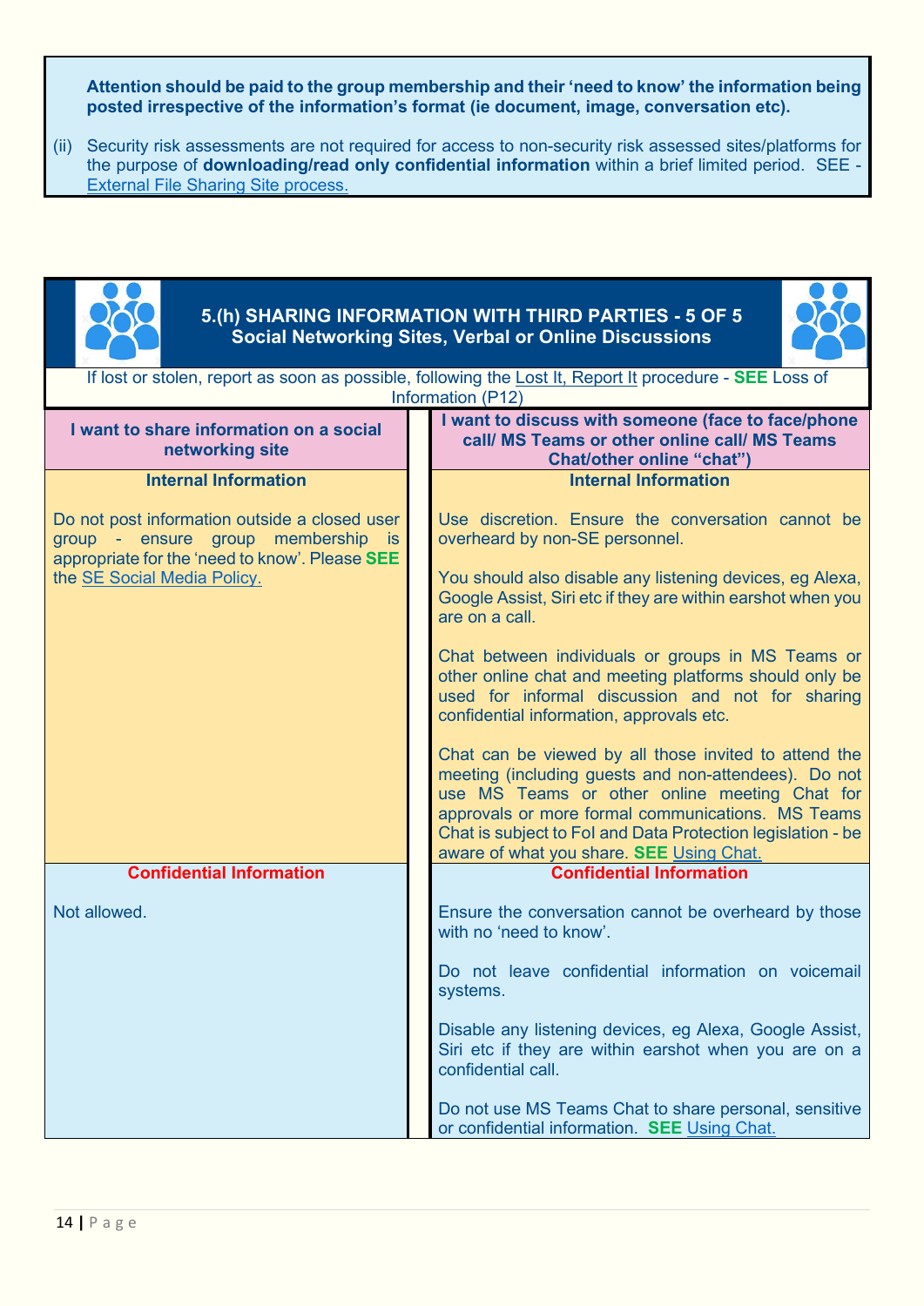**Attention should be paid to the group membership and their 'need to know' the information being posted irrespective of the information's format (ie document, image, conversation etc).**

(ii) Security risk assessments are not required for access to non-security risk assessed sites/platforms for the purpose of **downloading/read only confidential information** within a brief limited period. SEE - External File Sharing Site process.

## 5.(h) SHARING INFORMATION WITH THIRD PARTIES - 5 OF 5
### Social Networking Sites, Verbal or Online Discussions

If lost or stolen, report as soon as possible, following the Lost It, Report It procedure - **SEE** Loss of Information (P12)

| I want to share information on a social networking site | I want to discuss with someone (face to face/phone call/ MS Teams or other online call/ MS Teams Chat/other online "chat") |
|---|---|
| **Internal Information** | **Internal Information** |
| Do not post information outside a closed user group - ensure group membership is appropriate for the 'need to know'. Please **SEE** the SE Social Media Policy. | Use discretion. Ensure the conversation cannot be overheard by non-SE personnel.<br><br>You should also disable any listening devices, eg Alexa, Google Assist, Siri etc if they are within earshot when you are on a call.<br><br>Chat between individuals or groups in MS Teams or other online chat and meeting platforms should only be used for informal discussion and not for sharing confidential information, approvals etc.<br><br>Chat can be viewed by all those invited to attend the meeting (including guests and non-attendees). Do not use MS Teams or other online meeting Chat for approvals or more formal communications. MS Teams Chat is subject to FoI and Data Protection legislation - be aware of what you share. **SEE** Using Chat. |
| **Confidential Information** | **Confidential Information** |
| Not allowed. | Ensure the conversation cannot be overheard by those with no 'need to know'.<br><br>Do not leave confidential information on voicemail systems.<br><br>Disable any listening devices, eg Alexa, Google Assist, Siri etc if they are within earshot when you are on a confidential call.<br><br>Do not use MS Teams Chat to share personal, sensitive or confidential information. **SEE** Using Chat. |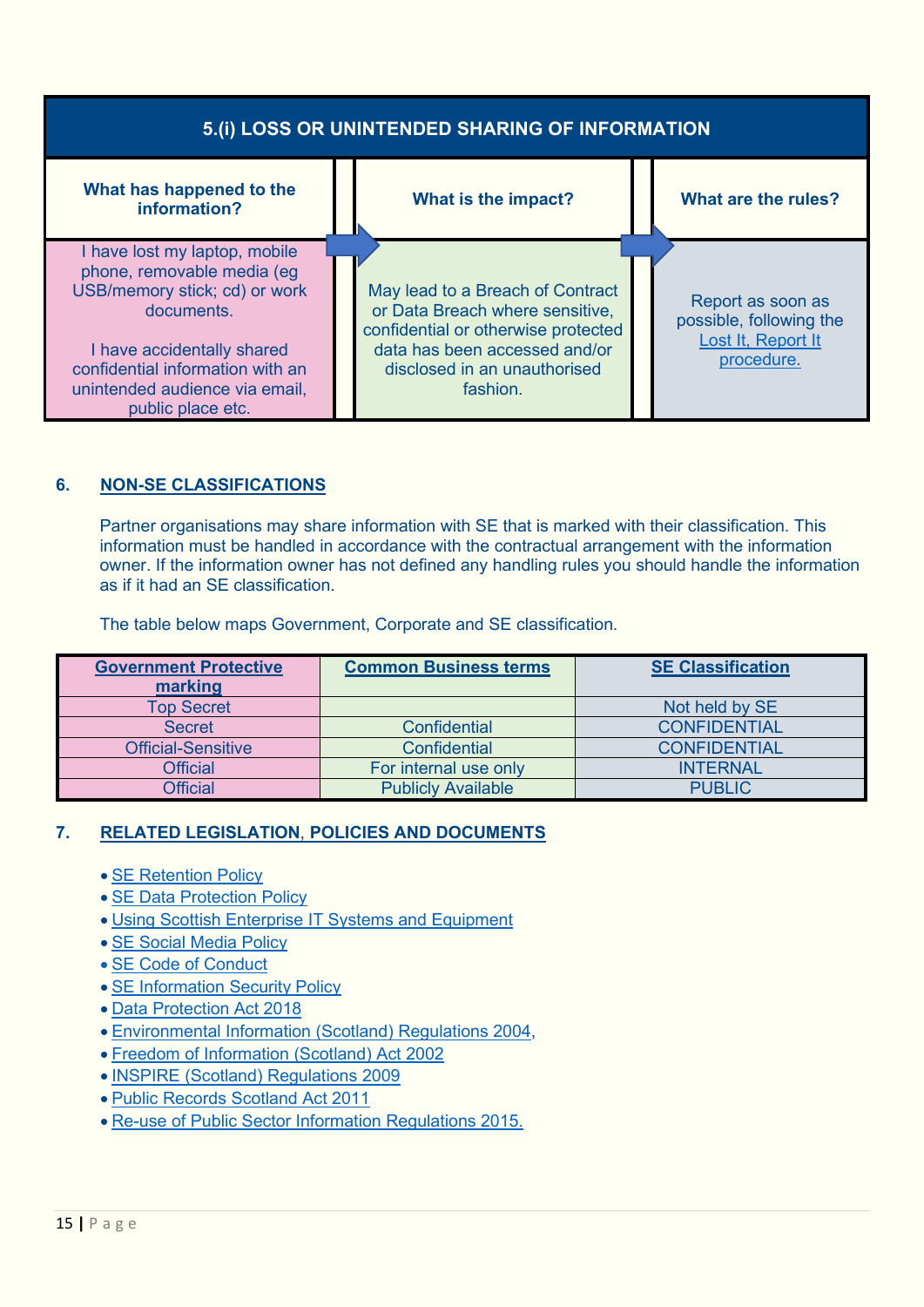| 5.(i) LOSS OR UNINTENDED SHARING OF INFORMATION | | |
|---|---|---|
| **What has happened to the information?** | **What is the impact?** | **What are the rules?** |
| I have lost my laptop, mobile phone, removable media (eg USB/memory stick; cd) or work documents.<br><br>I have accidentally shared confidential information with an unintended audience via email, public place etc. | May lead to a Breach of Contract or Data Breach where sensitive, confidential or otherwise protected data has been accessed and/or disclosed in an unauthorised fashion. | Report as soon as possible, following the Lost It, Report It procedure. |

## 6. NON-SE CLASSIFICATIONS

Partner organisations may share information with SE that is marked with their classification. This information must be handled in accordance with the contractual arrangement with the information owner. If the information owner has not defined any handling rules you should handle the information as if it had an SE classification.

The table below maps Government, Corporate and SE classification.

| Government Protective marking | Common Business terms | SE Classification |
|---|---|---|
| Top Secret | | Not held by SE |
| Secret | Confidential | CONFIDENTIAL |
| Official-Sensitive | Confidential | CONFIDENTIAL |
| Official | For internal use only | INTERNAL |
| Official | Publicly Available | PUBLIC |

## 7. RELATED LEGISLATION, POLICIES AND DOCUMENTS

- SE Retention Policy
- SE Data Protection Policy
- Using Scottish Enterprise IT Systems and Equipment
- SE Social Media Policy
- SE Code of Conduct
- SE Information Security Policy
- Data Protection Act 2018
- Environmental Information (Scotland) Regulations 2004,
- Freedom of Information (Scotland) Act 2002
- INSPIRE (Scotland) Regulations 2009
- Public Records Scotland Act 2011
- Re-use of Public Sector Information Regulations 2015.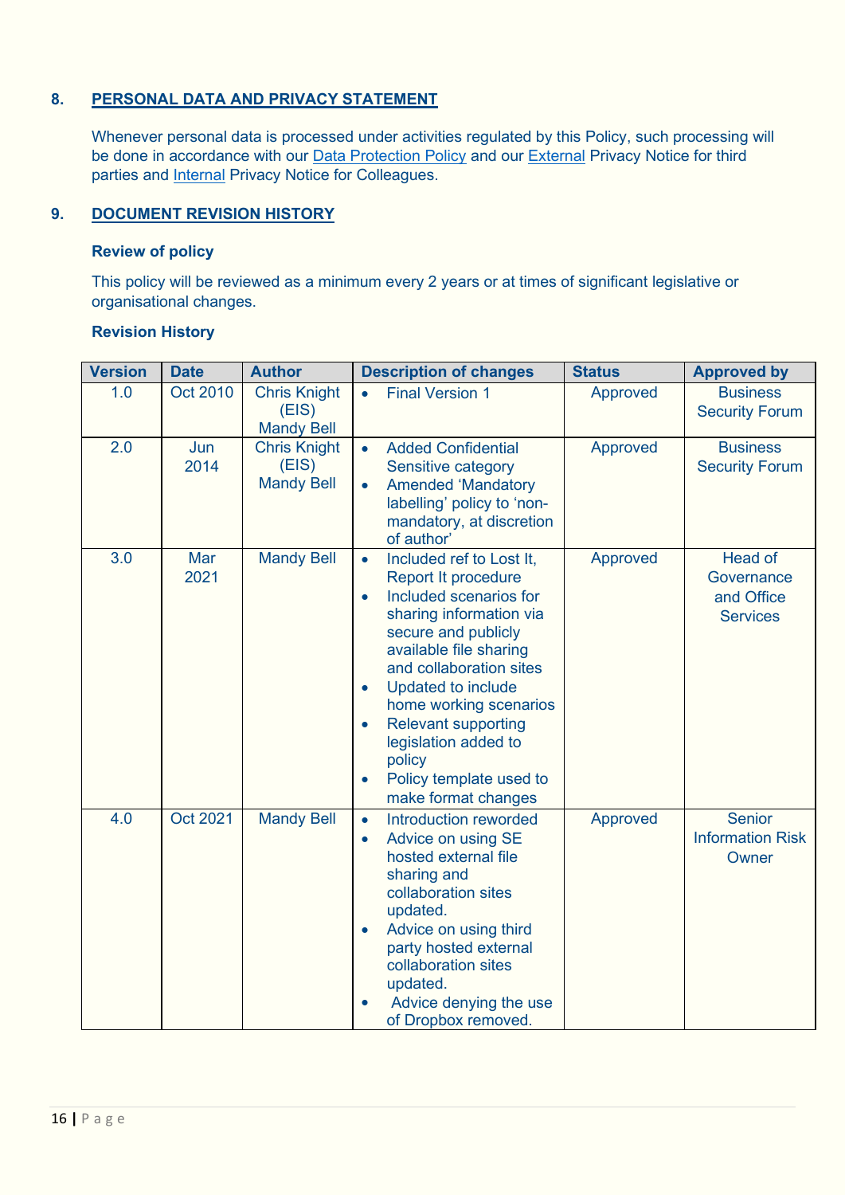## 8. PERSONAL DATA AND PRIVACY STATEMENT

Whenever personal data is processed under activities regulated by this Policy, such processing will be done in accordance with our Data Protection Policy and our External Privacy Notice for third parties and Internal Privacy Notice for Colleagues.

## 9. DOCUMENT REVISION HISTORY

**Review of policy**

This policy will be reviewed as a minimum every 2 years or at times of significant legislative or organisational changes.

**Revision History**

| Version | Date | Author | Description of changes | Status | Approved by |
|---|---|---|---|---|---|
| 1.0 | Oct 2010 | Chris Knight (EIS) Mandy Bell | • Final Version 1 | Approved | Business Security Forum |
| 2.0 | Jun 2014 | Chris Knight (EIS) Mandy Bell | • Added Confidential Sensitive category<br>• Amended 'Mandatory labelling' policy to 'non-mandatory, at discretion of author' | Approved | Business Security Forum |
| 3.0 | Mar 2021 | Mandy Bell | • Included ref to Lost It, Report It procedure<br>• Included scenarios for sharing information via secure and publicly available file sharing and collaboration sites<br>• Updated to include home working scenarios<br>• Relevant supporting legislation added to policy<br>• Policy template used to make format changes | Approved | Head of Governance and Office Services |
| 4.0 | Oct 2021 | Mandy Bell | • Introduction reworded<br>• Advice on using SE hosted external file sharing and collaboration sites updated.<br>• Advice on using third party hosted external collaboration sites updated.<br>• Advice denying the use of Dropbox removed. | Approved | Senior Information Risk Owner |